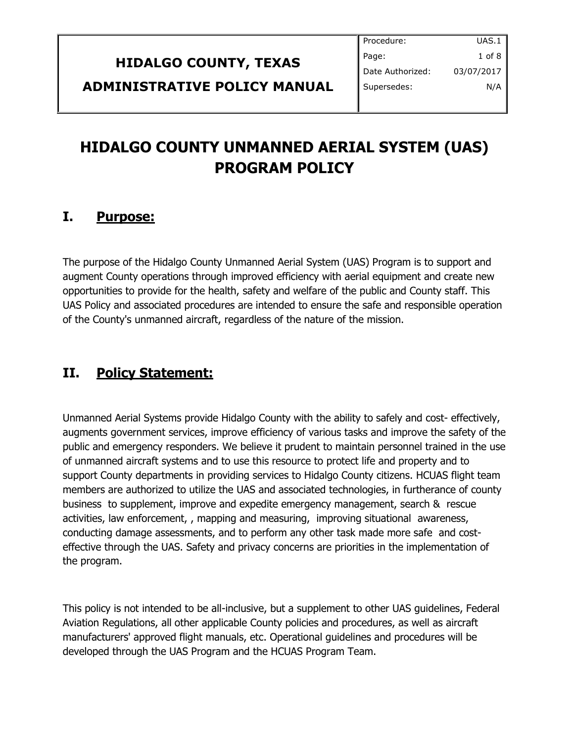| HIDALGO COUNTY, TEXAS ADMINISTRATIVE POLICY MANUAL | Procedure: UAS.1 |
| --- | --- |
| | Date Authorized: 03/07/2017 |
| | Supersedes: N/A |

# HIDALGO COUNTY UNMANNED AERIAL SYSTEM (UAS) PROGRAM POLICY

## I. Purpose:

The purpose of the Hidalgo County Unmanned Aerial System (UAS) Program is to support and augment County operations through improved efficiency with aerial equipment and create new opportunities to provide for the health, safety and welfare of the public and County staff. This UAS Policy and associated procedures are intended to ensure the safe and responsible operation of the County's unmanned aircraft, regardless of the nature of the mission.

## II. Policy Statement:

Unmanned Aerial Systems provide Hidalgo County with the ability to safely and cost- effectively, augments government services, improve efficiency of various tasks and improve the safety of the public and emergency responders. We believe it prudent to maintain personnel trained in the use of unmanned aircraft systems and to use this resource to protect life and property and to support County departments in providing services to Hidalgo County citizens. HCUAS flight team members are authorized to utilize the UAS and associated technologies, in furtherance of county business to supplement, improve and expedite emergency management, search & rescue activities, law enforcement, , mapping and measuring, improving situational awareness, conducting damage assessments, and to perform any other task made more safe and cost-effective through the UAS. Safety and privacy concerns are priorities in the implementation of the program.

This policy is not intended to be all-inclusive, but a supplement to other UAS guidelines, Federal Aviation Regulations, all other applicable County policies and procedures, as well as aircraft manufacturers' approved flight manuals, etc. Operational guidelines and procedures will be developed through the UAS Program and the HCUAS Program Team.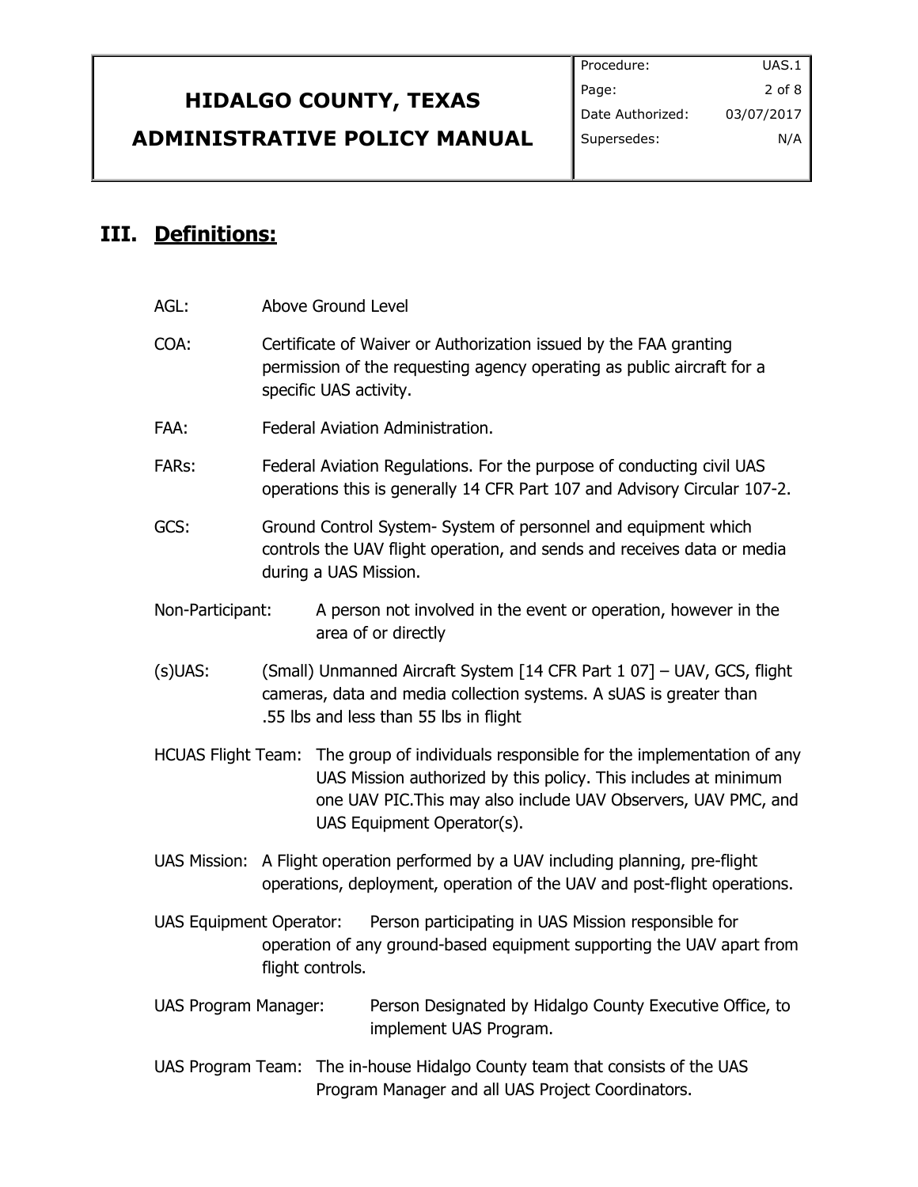## III. Definitions:

AGL: Above Ground Level

COA: Certificate of Waiver or Authorization issued by the FAA granting permission of the requesting agency operating as public aircraft for a specific UAS activity.

FAA: Federal Aviation Administration.

FARs: Federal Aviation Regulations. For the purpose of conducting civil UAS operations this is generally 14 CFR Part 107 and Advisory Circular 107-2.

GCS: Ground Control System- System of personnel and equipment which controls the UAV flight operation, and sends and receives data or media during a UAS Mission.

Non-Participant: A person not involved in the event or operation, however in the area of or directly

(s)UAS: (Small) Unmanned Aircraft System [14 CFR Part 1 07] – UAV, GCS, flight cameras, data and media collection systems. A sUAS is greater than .55 lbs and less than 55 lbs in flight

HCUAS Flight Team: The group of individuals responsible for the implementation of any UAS Mission authorized by this policy. This includes at minimum one UAV PIC.This may also include UAV Observers, UAV PMC, and UAS Equipment Operator(s).

UAS Mission: A Flight operation performed by a UAV including planning, pre-flight operations, deployment, operation of the UAV and post-flight operations.

UAS Equipment Operator: Person participating in UAS Mission responsible for operation of any ground-based equipment supporting the UAV apart from flight controls.

UAS Program Manager: Person Designated by Hidalgo County Executive Office, to implement UAS Program.

UAS Program Team: The in-house Hidalgo County team that consists of the UAS Program Manager and all UAS Project Coordinators.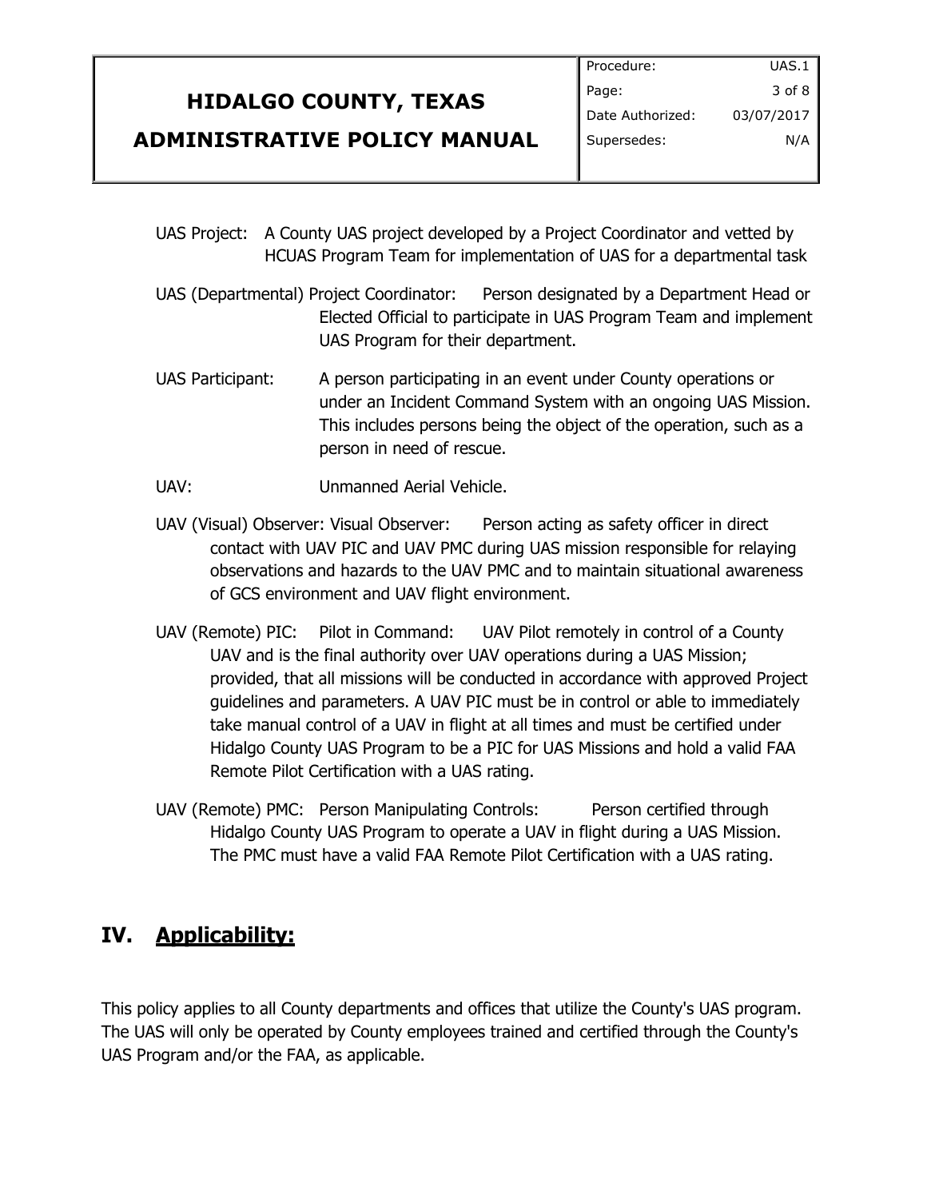UAS Project: A County UAS project developed by a Project Coordinator and vetted by HCUAS Program Team for implementation of UAS for a departmental task

UAS (Departmental) Project Coordinator: Person designated by a Department Head or Elected Official to participate in UAS Program Team and implement UAS Program for their department.

UAS Participant: A person participating in an event under County operations or under an Incident Command System with an ongoing UAS Mission. This includes persons being the object of the operation, such as a person in need of rescue.

UAV: Unmanned Aerial Vehicle.

UAV (Visual) Observer: Visual Observer: Person acting as safety officer in direct contact with UAV PIC and UAV PMC during UAS mission responsible for relaying observations and hazards to the UAV PMC and to maintain situational awareness of GCS environment and UAV flight environment.

UAV (Remote) PIC: Pilot in Command: UAV Pilot remotely in control of a County UAV and is the final authority over UAV operations during a UAS Mission; provided, that all missions will be conducted in accordance with approved Project guidelines and parameters. A UAV PIC must be in control or able to immediately take manual control of a UAV in flight at all times and must be certified under Hidalgo County UAS Program to be a PIC for UAS Missions and hold a valid FAA Remote Pilot Certification with a UAS rating.

UAV (Remote) PMC: Person Manipulating Controls: Person certified through Hidalgo County UAS Program to operate a UAV in flight during a UAS Mission. The PMC must have a valid FAA Remote Pilot Certification with a UAS rating.

## IV. Applicability:

This policy applies to all County departments and offices that utilize the County's UAS program. The UAS will only be operated by County employees trained and certified through the County's UAS Program and/or the FAA, as applicable.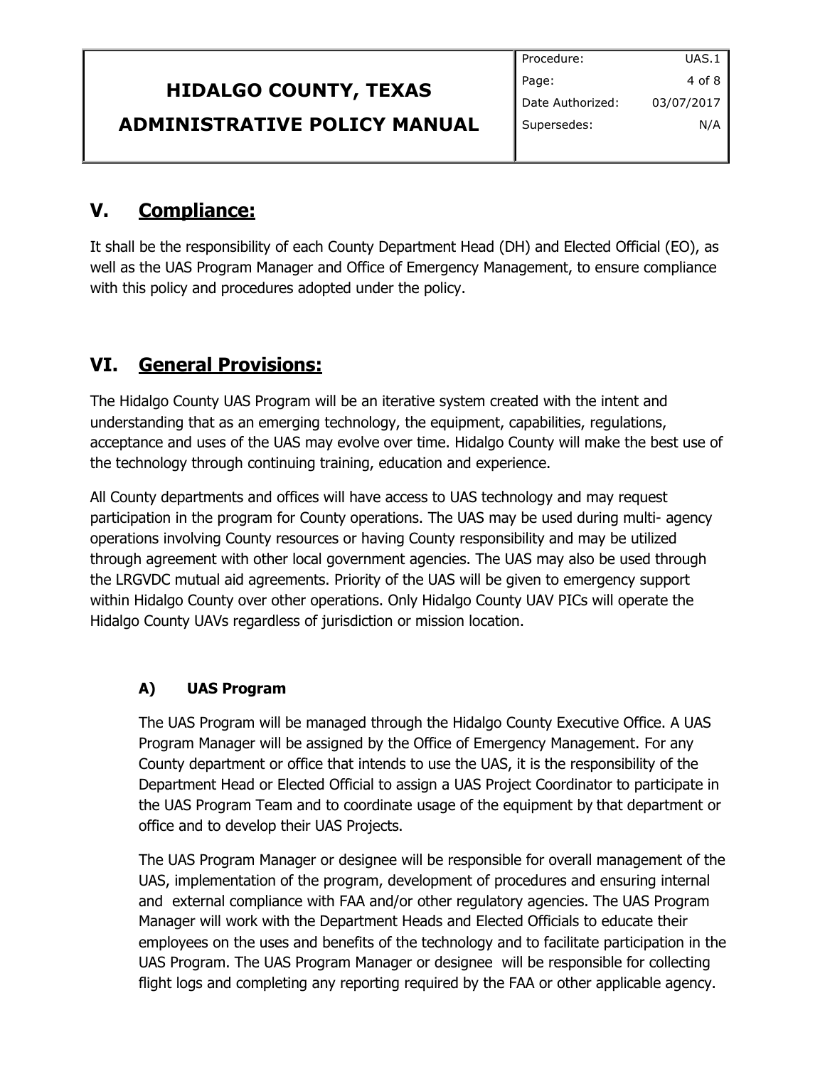## V. Compliance:

It shall be the responsibility of each County Department Head (DH) and Elected Official (EO), as well as the UAS Program Manager and Office of Emergency Management, to ensure compliance with this policy and procedures adopted under the policy.

## VI. General Provisions:

The Hidalgo County UAS Program will be an iterative system created with the intent and understanding that as an emerging technology, the equipment, capabilities, regulations, acceptance and uses of the UAS may evolve over time. Hidalgo County will make the best use of the technology through continuing training, education and experience.

All County departments and offices will have access to UAS technology and may request participation in the program for County operations. The UAS may be used during multi- agency operations involving County resources or having County responsibility and may be utilized through agreement with other local government agencies. The UAS may also be used through the LRGVDC mutual aid agreements. Priority of the UAS will be given to emergency support within Hidalgo County over other operations. Only Hidalgo County UAV PICs will operate the Hidalgo County UAVs regardless of jurisdiction or mission location.

### A) UAS Program

The UAS Program will be managed through the Hidalgo County Executive Office. A UAS Program Manager will be assigned by the Office of Emergency Management. For any County department or office that intends to use the UAS, it is the responsibility of the Department Head or Elected Official to assign a UAS Project Coordinator to participate in the UAS Program Team and to coordinate usage of the equipment by that department or office and to develop their UAS Projects.

The UAS Program Manager or designee will be responsible for overall management of the UAS, implementation of the program, development of procedures and ensuring internal and external compliance with FAA and/or other regulatory agencies. The UAS Program Manager will work with the Department Heads and Elected Officials to educate their employees on the uses and benefits of the technology and to facilitate participation in the UAS Program. The UAS Program Manager or designee will be responsible for collecting flight logs and completing any reporting required by the FAA or other applicable agency.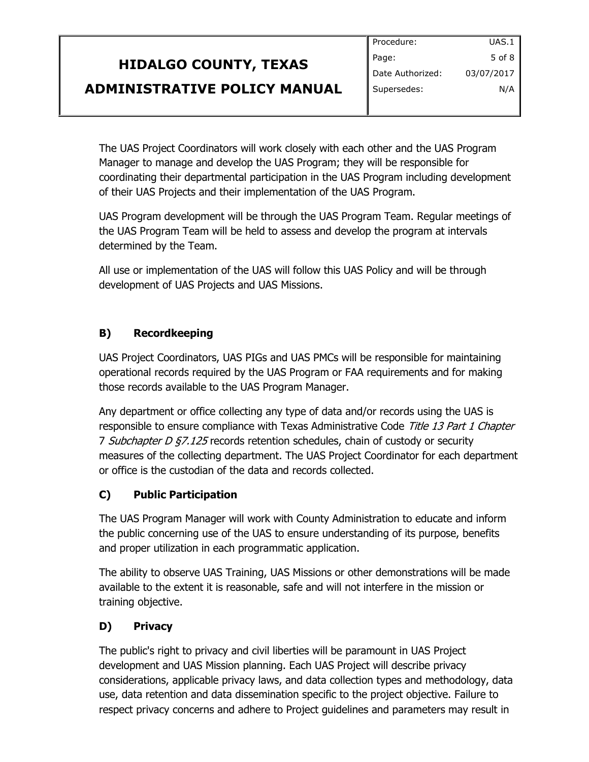The UAS Project Coordinators will work closely with each other and the UAS Program Manager to manage and develop the UAS Program; they will be responsible for coordinating their departmental participation in the UAS Program including development of their UAS Projects and their implementation of the UAS Program.

UAS Program development will be through the UAS Program Team. Regular meetings of the UAS Program Team will be held to assess and develop the program at intervals determined by the Team.

All use or implementation of the UAS will follow this UAS Policy and will be through development of UAS Projects and UAS Missions.

### B) Recordkeeping

UAS Project Coordinators, UAS PIGs and UAS PMCs will be responsible for maintaining operational records required by the UAS Program or FAA requirements and for making those records available to the UAS Program Manager.

Any department or office collecting any type of data and/or records using the UAS is responsible to ensure compliance with Texas Administrative Code *Title 13 Part 1 Chapter* 7 *Subchapter D §7.125* records retention schedules, chain of custody or security measures of the collecting department. The UAS Project Coordinator for each department or office is the custodian of the data and records collected.

### C) Public Participation

The UAS Program Manager will work with County Administration to educate and inform the public concerning use of the UAS to ensure understanding of its purpose, benefits and proper utilization in each programmatic application.

The ability to observe UAS Training, UAS Missions or other demonstrations will be made available to the extent it is reasonable, safe and will not interfere in the mission or training objective.

### D) Privacy

The public's right to privacy and civil liberties will be paramount in UAS Project development and UAS Mission planning. Each UAS Project will describe privacy considerations, applicable privacy laws, and data collection types and methodology, data use, data retention and data dissemination specific to the project objective. Failure to respect privacy concerns and adhere to Project guidelines and parameters may result in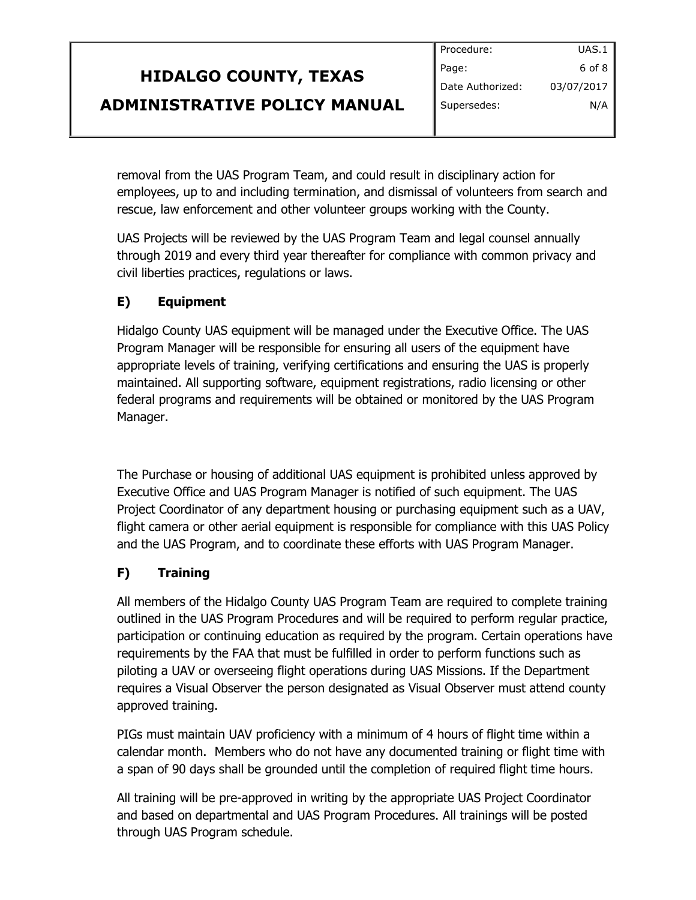removal from the UAS Program Team, and could result in disciplinary action for employees, up to and including termination, and dismissal of volunteers from search and rescue, law enforcement and other volunteer groups working with the County.

UAS Projects will be reviewed by the UAS Program Team and legal counsel annually through 2019 and every third year thereafter for compliance with common privacy and civil liberties practices, regulations or laws.

### E) Equipment

Hidalgo County UAS equipment will be managed under the Executive Office. The UAS Program Manager will be responsible for ensuring all users of the equipment have appropriate levels of training, verifying certifications and ensuring the UAS is properly maintained. All supporting software, equipment registrations, radio licensing or other federal programs and requirements will be obtained or monitored by the UAS Program Manager.

The Purchase or housing of additional UAS equipment is prohibited unless approved by Executive Office and UAS Program Manager is notified of such equipment. The UAS Project Coordinator of any department housing or purchasing equipment such as a UAV, flight camera or other aerial equipment is responsible for compliance with this UAS Policy and the UAS Program, and to coordinate these efforts with UAS Program Manager.

### F) Training

All members of the Hidalgo County UAS Program Team are required to complete training outlined in the UAS Program Procedures and will be required to perform regular practice, participation or continuing education as required by the program. Certain operations have requirements by the FAA that must be fulfilled in order to perform functions such as piloting a UAV or overseeing flight operations during UAS Missions. If the Department requires a Visual Observer the person designated as Visual Observer must attend county approved training.

PIGs must maintain UAV proficiency with a minimum of 4 hours of flight time within a calendar month. Members who do not have any documented training or flight time with a span of 90 days shall be grounded until the completion of required flight time hours.

All training will be pre-approved in writing by the appropriate UAS Project Coordinator and based on departmental and UAS Program Procedures. All trainings will be posted through UAS Program schedule.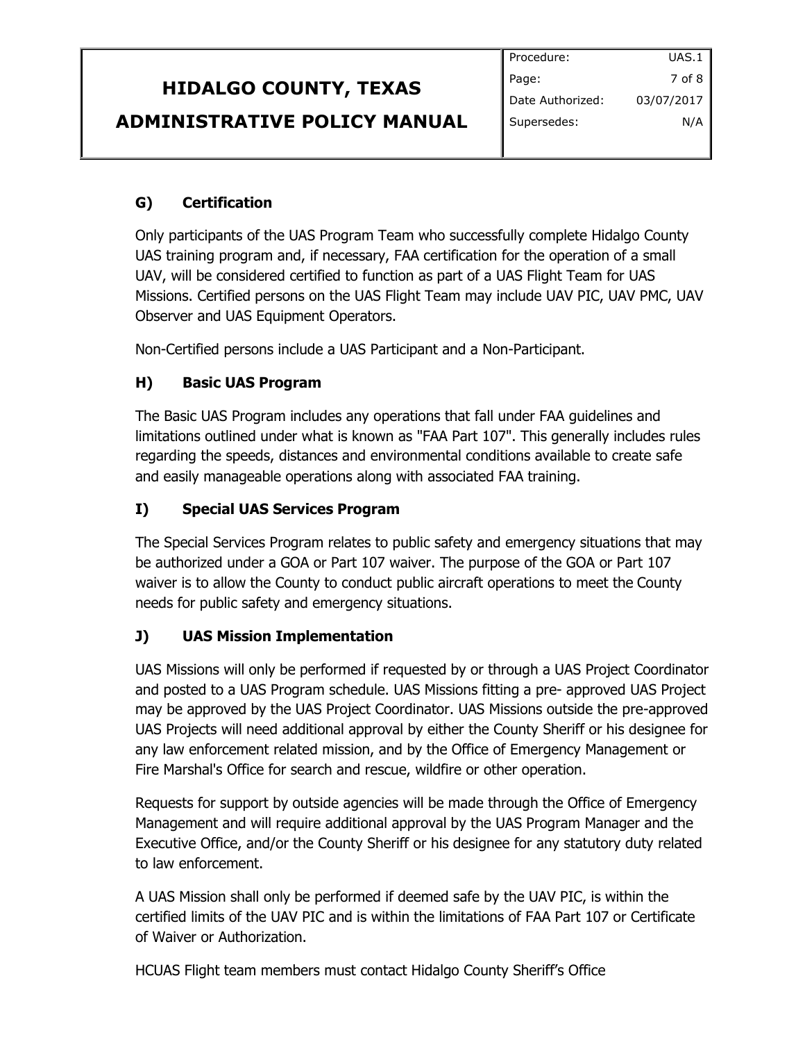### G) Certification

Only participants of the UAS Program Team who successfully complete Hidalgo County UAS training program and, if necessary, FAA certification for the operation of a small UAV, will be considered certified to function as part of a UAS Flight Team for UAS Missions. Certified persons on the UAS Flight Team may include UAV PIC, UAV PMC, UAV Observer and UAS Equipment Operators.

Non-Certified persons include a UAS Participant and a Non-Participant.

### H) Basic UAS Program

The Basic UAS Program includes any operations that fall under FAA guidelines and limitations outlined under what is known as "FAA Part 107". This generally includes rules regarding the speeds, distances and environmental conditions available to create safe and easily manageable operations along with associated FAA training.

### I) Special UAS Services Program

The Special Services Program relates to public safety and emergency situations that may be authorized under a GOA or Part 107 waiver. The purpose of the GOA or Part 107 waiver is to allow the County to conduct public aircraft operations to meet the County needs for public safety and emergency situations.

### J) UAS Mission Implementation

UAS Missions will only be performed if requested by or through a UAS Project Coordinator and posted to a UAS Program schedule. UAS Missions fitting a pre- approved UAS Project may be approved by the UAS Project Coordinator. UAS Missions outside the pre-approved UAS Projects will need additional approval by either the County Sheriff or his designee for any law enforcement related mission, and by the Office of Emergency Management or Fire Marshal's Office for search and rescue, wildfire or other operation.

Requests for support by outside agencies will be made through the Office of Emergency Management and will require additional approval by the UAS Program Manager and the Executive Office, and/or the County Sheriff or his designee for any statutory duty related to law enforcement.

A UAS Mission shall only be performed if deemed safe by the UAV PIC, is within the certified limits of the UAV PIC and is within the limitations of FAA Part 107 or Certificate of Waiver or Authorization.

HCUAS Flight team members must contact Hidalgo County Sheriff's Office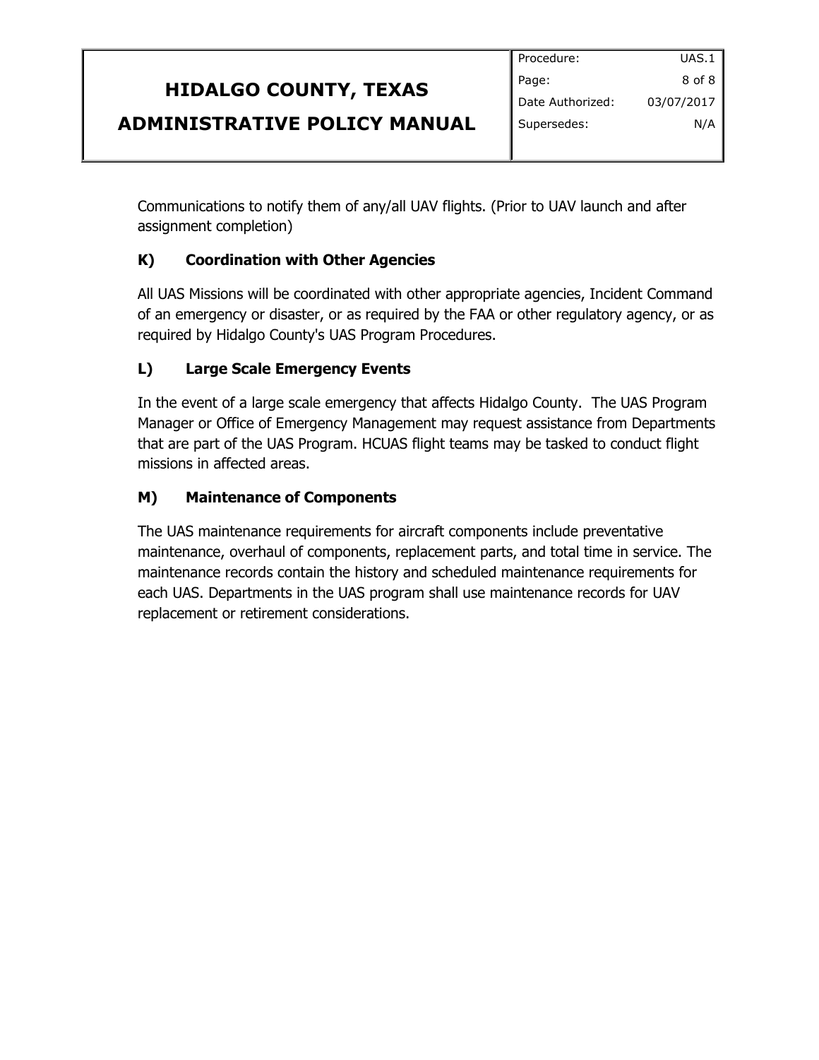Communications to notify them of any/all UAV flights. (Prior to UAV launch and after assignment completion)

### K) Coordination with Other Agencies

All UAS Missions will be coordinated with other appropriate agencies, Incident Command of an emergency or disaster, or as required by the FAA or other regulatory agency, or as required by Hidalgo County's UAS Program Procedures.

### L) Large Scale Emergency Events

In the event of a large scale emergency that affects Hidalgo County. The UAS Program Manager or Office of Emergency Management may request assistance from Departments that are part of the UAS Program. HCUAS flight teams may be tasked to conduct flight missions in affected areas.

### M) Maintenance of Components

The UAS maintenance requirements for aircraft components include preventative maintenance, overhaul of components, replacement parts, and total time in service. The maintenance records contain the history and scheduled maintenance requirements for each UAS. Departments in the UAS program shall use maintenance records for UAV replacement or retirement considerations.